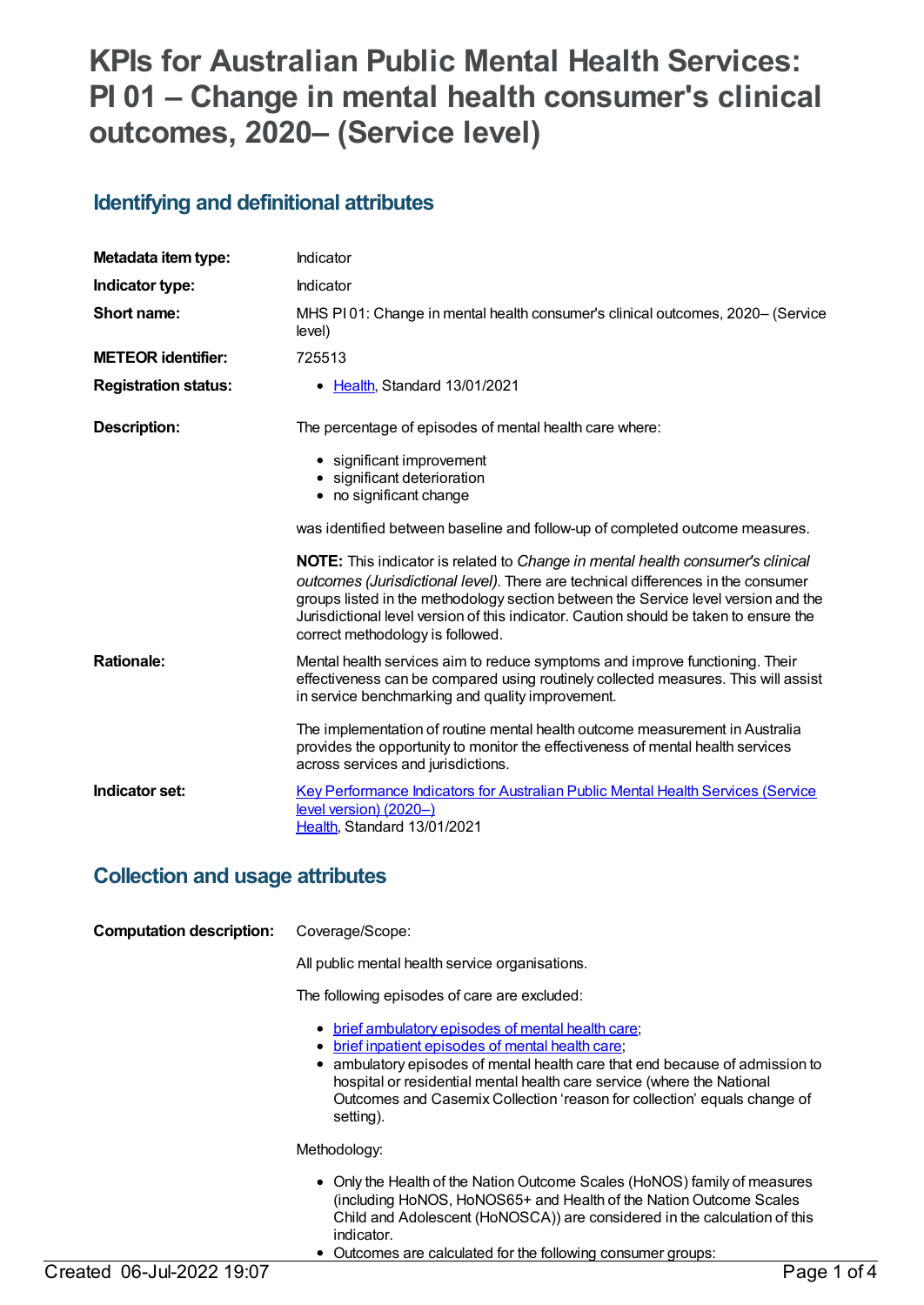# KPIs for Australian Public Mental Health Services: PI 01 – Change in mental health consumer's clinical outcomes, 2020– (Service level)

## Identifying and definitional attributes

| | |
|---|---|
| **Metadata item type:** | Indicator |
| **Indicator type:** | Indicator |
| **Short name:** | MHS PI 01: Change in mental health consumer's clinical outcomes, 2020– (Service level) |
| **METEOR identifier:** | 725513 |
| **Registration status:** | • Health, Standard 13/01/2021 |

**Description:**

The percentage of episodes of mental health care where:

- significant improvement
- significant deterioration
- no significant change

was identified between baseline and follow-up of completed outcome measures.

**NOTE:** This indicator is related to *Change in mental health consumer's clinical outcomes (Jurisdictional level)*. There are technical differences in the consumer groups listed in the methodology section between the Service level version and the Jurisdictional level version of this indicator. Caution should be taken to ensure the correct methodology is followed.

**Rationale:**

Mental health services aim to reduce symptoms and improve functioning. Their effectiveness can be compared using routinely collected measures. This will assist in service benchmarking and quality improvement.

The implementation of routine mental health outcome measurement in Australia provides the opportunity to monitor the effectiveness of mental health services across services and jurisdictions.

**Indicator set:**

Key Performance Indicators for Australian Public Mental Health Services (Service level version) (2020–)
Health, Standard 13/01/2021

## Collection and usage attributes

**Computation description:**

Coverage/Scope:

All public mental health service organisations.

The following episodes of care are excluded:

- brief ambulatory episodes of mental health care;
- brief inpatient episodes of mental health care;
- ambulatory episodes of mental health care that end because of admission to hospital or residential mental health care service (where the National Outcomes and Casemix Collection 'reason for collection' equals change of setting).

Methodology:

- Only the Health of the Nation Outcome Scales (HoNOS) family of measures (including HoNOS, HoNOS65+ and Health of the Nation Outcome Scales Child and Adolescent (HoNOSCA)) are considered in the calculation of this indicator.
- Outcomes are calculated for the following consumer groups: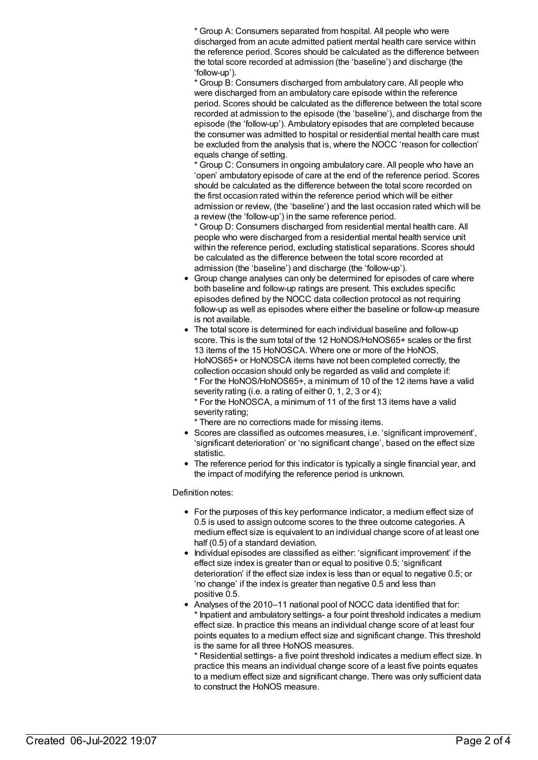* Group A: Consumers separated from hospital. All people who were discharged from an acute admitted patient mental health care service within the reference period. Scores should be calculated as the difference between the total score recorded at admission (the 'baseline') and discharge (the 'follow-up').
* Group B: Consumers discharged from ambulatory care. All people who were discharged from an ambulatory care episode within the reference period. Scores should be calculated as the difference between the total score recorded at admission to the episode (the 'baseline'), and discharge from the episode (the 'follow-up'). Ambulatory episodes that are completed because the consumer was admitted to hospital or residential mental health care must be excluded from the analysis that is, where the NOCC 'reason for collection' equals change of setting.
* Group C: Consumers in ongoing ambulatory care. All people who have an 'open' ambulatory episode of care at the end of the reference period. Scores should be calculated as the difference between the total score recorded on the first occasion rated within the reference period which will be either admission or review, (the 'baseline') and the last occasion rated which will be a review (the 'follow-up') in the same reference period.
* Group D: Consumers discharged from residential mental health care. All people who were discharged from a residential mental health service unit within the reference period, excluding statistical separations. Scores should be calculated as the difference between the total score recorded at admission (the 'baseline') and discharge (the 'follow-up').

- Group change analyses can only be determined for episodes of care where both baseline and follow-up ratings are present. This excludes specific episodes defined by the NOCC data collection protocol as not requiring follow-up as well as episodes where either the baseline or follow-up measure is not available.
- The total score is determined for each individual baseline and follow-up score. This is the sum total of the 12 HoNOS/HoNOS65+ scales or the first 13 items of the 15 HoNOSCA. Where one or more of the HoNOS, HoNOS65+ or HoNOSCA items have not been completed correctly, the collection occasion should only be regarded as valid and complete if:
  * For the HoNOS/HoNOS65+, a minimum of 10 of the 12 items have a valid severity rating (i.e. a rating of either 0, 1, 2, 3 or 4);
  * For the HoNOSCA, a minimum of 11 of the first 13 items have a valid severity rating;
  * There are no corrections made for missing items.
- Scores are classified as outcomes measures, i.e. 'significant improvement', 'significant deterioration' or 'no significant change', based on the effect size statistic.
- The reference period for this indicator is typically a single financial year, and the impact of modifying the reference period is unknown.

Definition notes:

- For the purposes of this key performance indicator, a medium effect size of 0.5 is used to assign outcome scores to the three outcome categories. A medium effect size is equivalent to an individual change score of at least one half (0.5) of a standard deviation.
- Individual episodes are classified as either: 'significant improvement' if the effect size index is greater than or equal to positive 0.5; 'significant deterioration' if the effect size index is less than or equal to negative 0.5; or 'no change' if the index is greater than negative 0.5 and less than positive 0.5.
- Analyses of the 2010–11 national pool of NOCC data identified that for:
  * Inpatient and ambulatory settings- a four point threshold indicates a medium effect size. In practice this means an individual change score of at least four points equates to a medium effect size and significant change. This threshold is the same for all three HoNOS measures.
  * Residential settings- a five point threshold indicates a medium effect size. In practice this means an individual change score of a least five points equates to a medium effect size and significant change. There was only sufficient data to construct the HoNOS measure.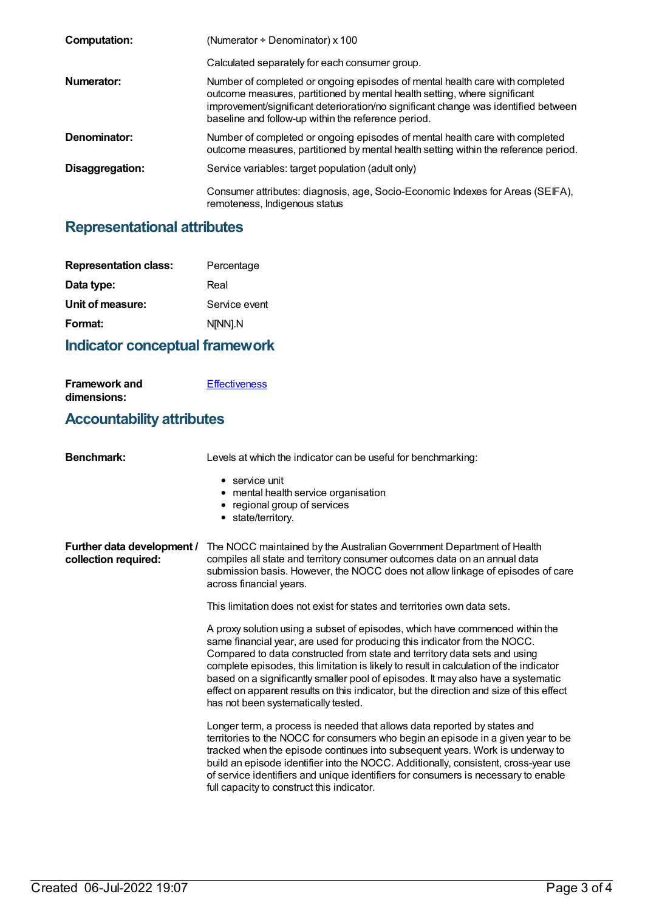**Computation:** (Numerator ÷ Denominator) x 100

Calculated separately for each consumer group.

**Numerator:** Number of completed or ongoing episodes of mental health care with completed outcome measures, partitioned by mental health setting, where significant improvement/significant deterioration/no significant change was identified between baseline and follow-up within the reference period.

**Denominator:** Number of completed or ongoing episodes of mental health care with completed outcome measures, partitioned by mental health setting within the reference period.

**Disaggregation:** Service variables: target population (adult only)

Consumer attributes: diagnosis, age, Socio-Economic Indexes for Areas (SEIFA), remoteness, Indigenous status

## Representational attributes

**Representation class:** Percentage

**Data type:** Real

**Unit of measure:** Service event

**Format:** N[NN].N

## Indicator conceptual framework

**Framework and dimensions:** Effectiveness

## Accountability attributes

**Benchmark:** Levels at which the indicator can be useful for benchmarking:

- service unit
- mental health service organisation
- regional group of services
- state/territory.

**Further data development / collection required:** The NOCC maintained by the Australian Government Department of Health compiles all state and territory consumer outcomes data on an annual data submission basis. However, the NOCC does not allow linkage of episodes of care across financial years.

This limitation does not exist for states and territories own data sets.

A proxy solution using a subset of episodes, which have commenced within the same financial year, are used for producing this indicator from the NOCC. Compared to data constructed from state and territory data sets and using complete episodes, this limitation is likely to result in calculation of the indicator based on a significantly smaller pool of episodes. It may also have a systematic effect on apparent results on this indicator, but the direction and size of this effect has not been systematically tested.

Longer term, a process is needed that allows data reported by states and territories to the NOCC for consumers who begin an episode in a given year to be tracked when the episode continues into subsequent years. Work is underway to build an episode identifier into the NOCC. Additionally, consistent, cross-year use of service identifiers and unique identifiers for consumers is necessary to enable full capacity to construct this indicator.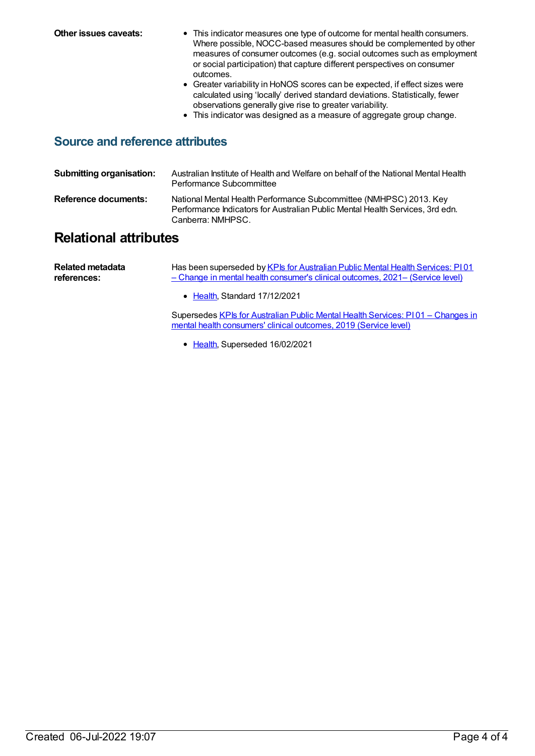**Other issues caveats:**

- This indicator measures one type of outcome for mental health consumers. Where possible, NOCC-based measures should be complemented by other measures of consumer outcomes (e.g. social outcomes such as employment or social participation) that capture different perspectives on consumer outcomes.
- Greater variability in HoNOS scores can be expected, if effect sizes were calculated using 'locally' derived standard deviations. Statistically, fewer observations generally give rise to greater variability.
- This indicator was designed as a measure of aggregate group change.

## Source and reference attributes

**Submitting organisation:** Australian Institute of Health and Welfare on behalf of the National Mental Health Performance Subcommittee

**Reference documents:** National Mental Health Performance Subcommittee (NMHPSC) 2013. Key Performance Indicators for Australian Public Mental Health Services, 3rd edn. Canberra: NMHPSC.

# Relational attributes

**Related metadata references:**

Has been superseded by KPIs for Australian Public Mental Health Services: PI 01 – Change in mental health consumer's clinical outcomes, 2021– (Service level)

- Health, Standard 17/12/2021

Supersedes KPIs for Australian Public Mental Health Services: PI 01 – Changes in mental health consumers' clinical outcomes, 2019 (Service level)

- Health, Superseded 16/02/2021